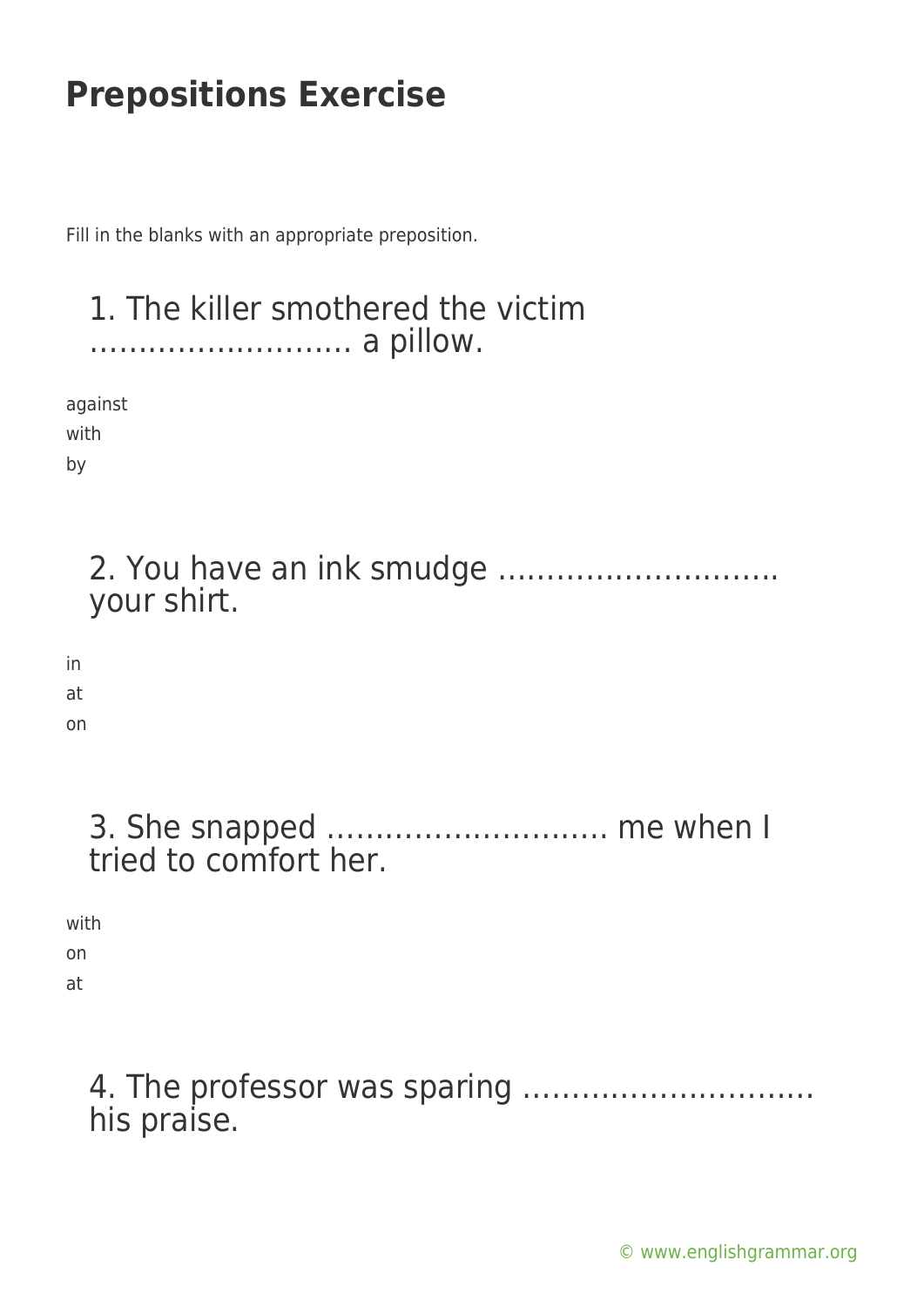# Prepositions Exercise

Fill in the blanks with an appropriate preposition.

## 1. The killer smothered the victim ……………………… a pillow.

against
with
by

## 2. You have an ink smudge ……………………….. your shirt.

in
at
on

## 3. She snapped ………………………. me when I tried to comfort her.

with
on
at

## 4. The professor was sparing ………………………… his praise.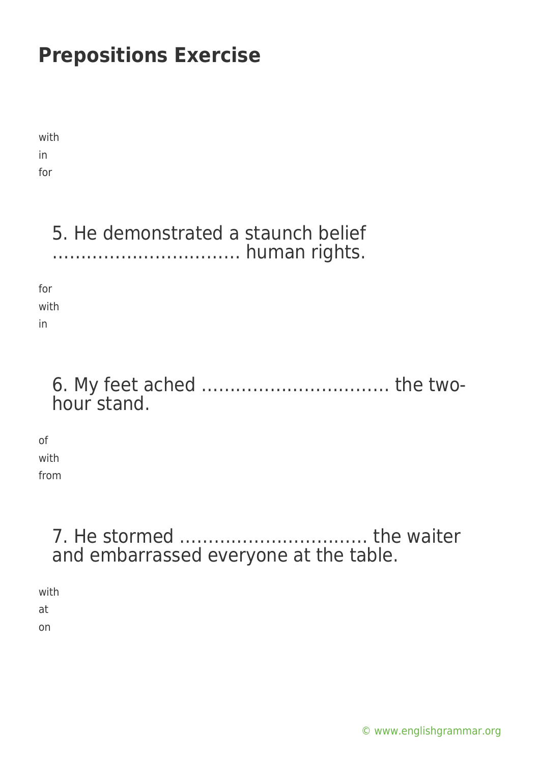# Prepositions Exercise

with
in
for

5. He demonstrated a staunch belief …………………………… human rights.

for
with
in

6. My feet ached …………………………… the two-hour stand.

of
with
from

7. He stormed …………………………… the waiter and embarrassed everyone at the table.

with
at
on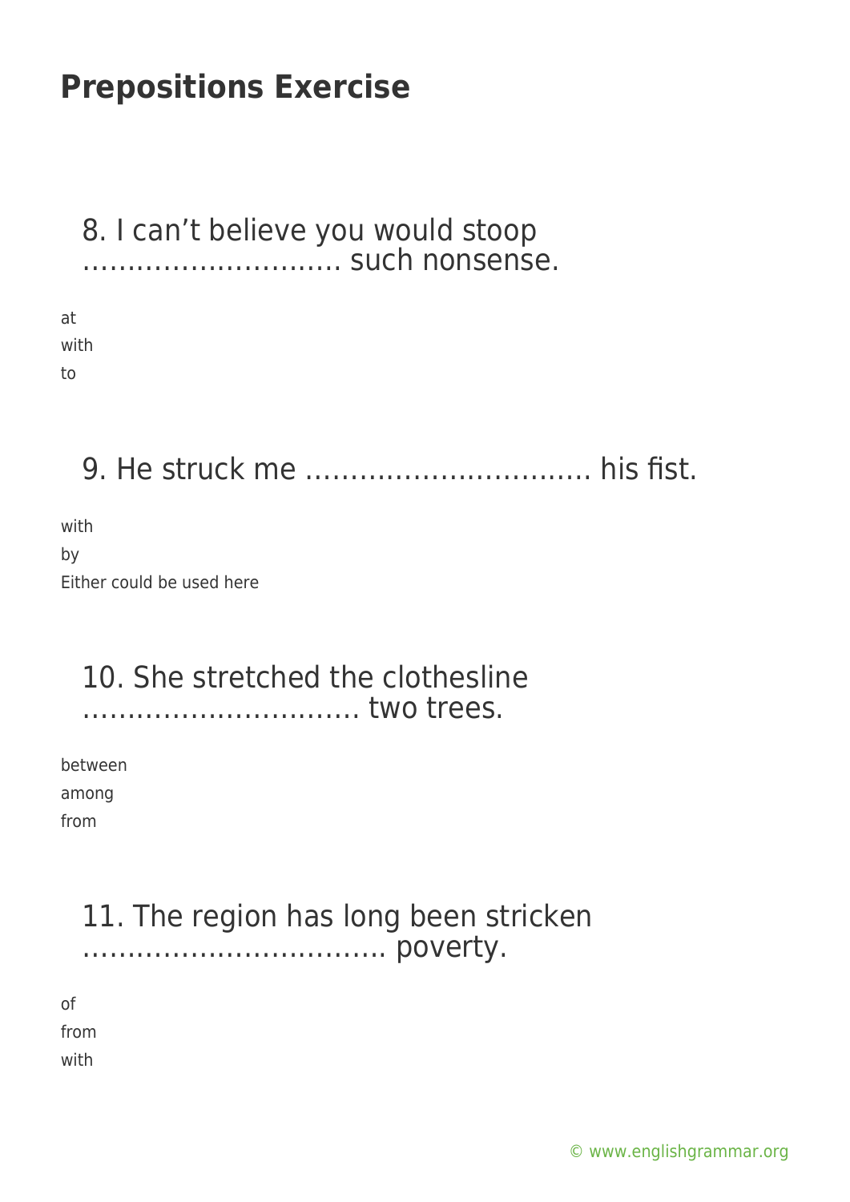# Prepositions Exercise

8. I can't believe you would stoop ……………………….. such nonsense.

at
with
to

9. He struck me ………………………….. his fist.

with
by
Either could be used here

10. She stretched the clothesline ………………………… two trees.

between
among
from

11. The region has long been stricken …………………………… poverty.

of
from
with

© www.englishgrammar.org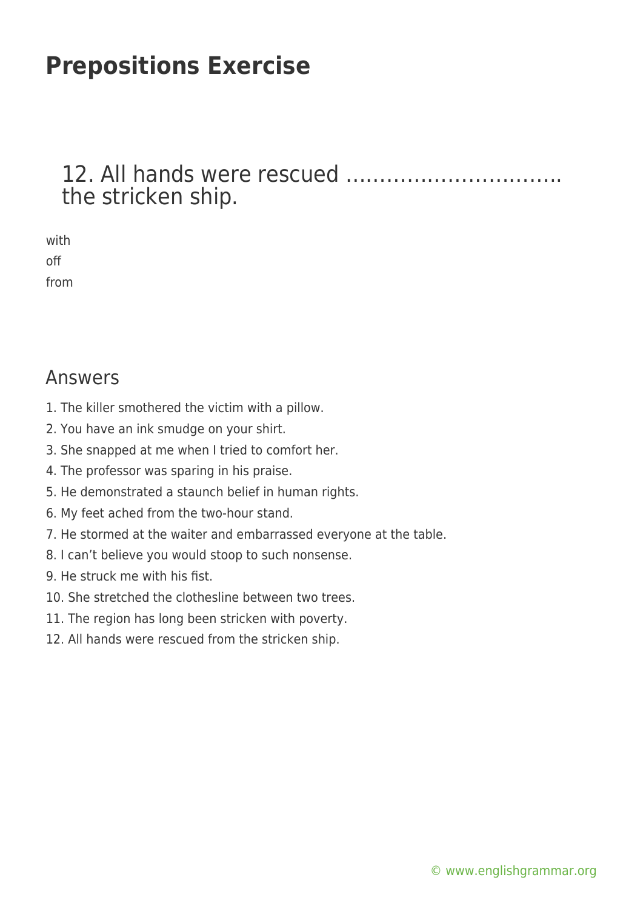# Prepositions Exercise

## 12. All hands were rescued ………………………….. the stricken ship.

with

off

from

## Answers

1. The killer smothered the victim with a pillow.
2. You have an ink smudge on your shirt.
3. She snapped at me when I tried to comfort her.
4. The professor was sparing in his praise.
5. He demonstrated a staunch belief in human rights.
6. My feet ached from the two-hour stand.
7. He stormed at the waiter and embarrassed everyone at the table.
8. I can't believe you would stoop to such nonsense.
9. He struck me with his fist.
10. She stretched the clothesline between two trees.
11. The region has long been stricken with poverty.
12. All hands were rescued from the stricken ship.

© www.englishgrammar.org